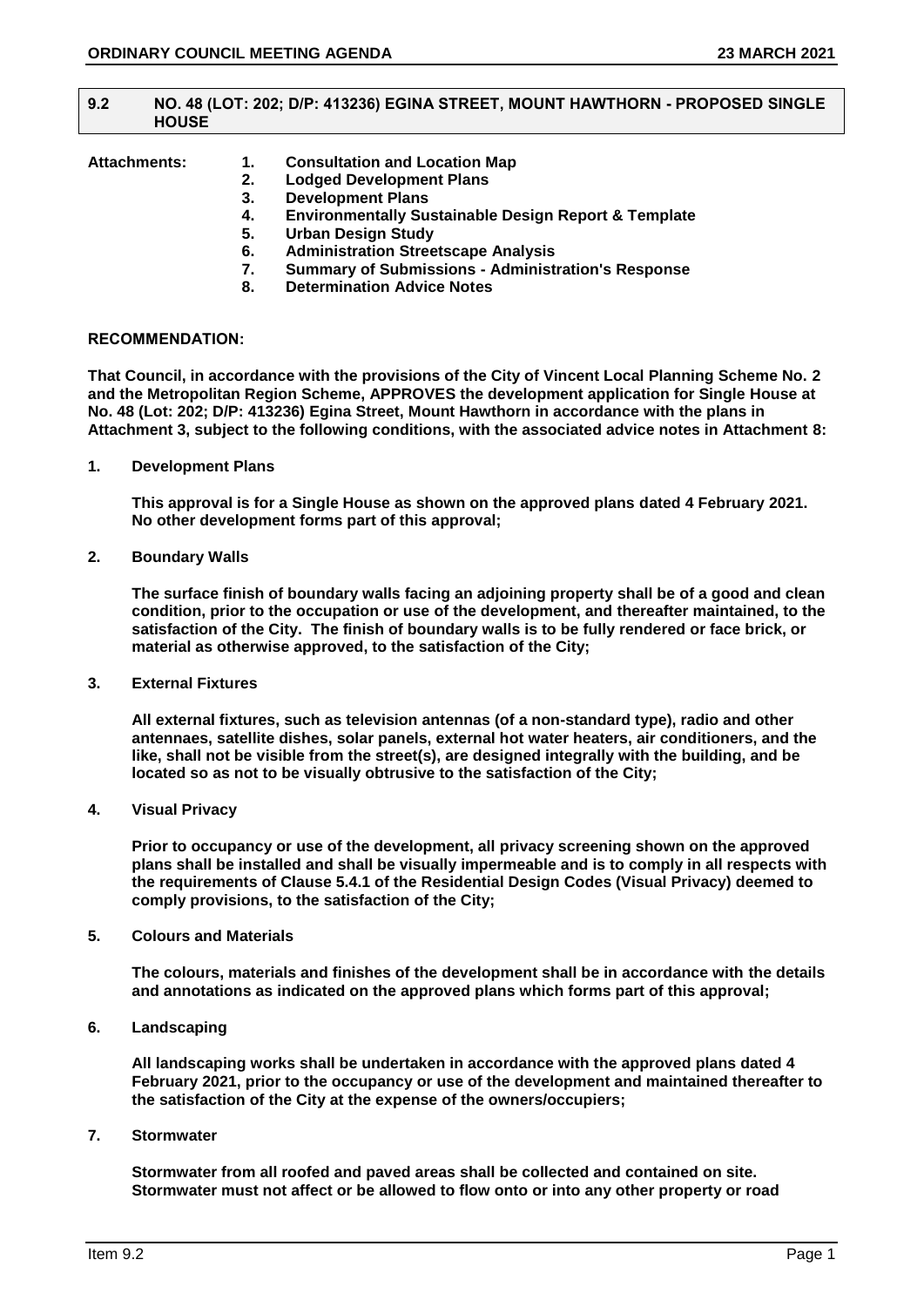## 9.2 NO. 48 (LOT: 202; D/P: 413236) EGINA STREET, MOUNT HAWTHORN - PROPOSED SINGLE HOUSE

**Attachments:**
1. **Consultation and Location Map**
2. **Lodged Development Plans**
3. **Development Plans**
4. **Environmentally Sustainable Design Report & Template**
5. **Urban Design Study**
6. **Administration Streetscape Analysis**
7. **Summary of Submissions - Administration's Response**
8. **Determination Advice Notes**

**RECOMMENDATION:**

**That Council, in accordance with the provisions of the City of Vincent Local Planning Scheme No. 2 and the Metropolitan Region Scheme, APPROVES the development application for Single House at No. 48 (Lot: 202; D/P: 413236) Egina Street, Mount Hawthorn in accordance with the plans in Attachment 3, subject to the following conditions, with the associated advice notes in Attachment 8:**

**1. Development Plans**

**This approval is for a Single House as shown on the approved plans dated 4 February 2021. No other development forms part of this approval;**

**2. Boundary Walls**

**The surface finish of boundary walls facing an adjoining property shall be of a good and clean condition, prior to the occupation or use of the development, and thereafter maintained, to the satisfaction of the City. The finish of boundary walls is to be fully rendered or face brick, or material as otherwise approved, to the satisfaction of the City;**

**3. External Fixtures**

**All external fixtures, such as television antennas (of a non-standard type), radio and other antennaes, satellite dishes, solar panels, external hot water heaters, air conditioners, and the like, shall not be visible from the street(s), are designed integrally with the building, and be located so as not to be visually obtrusive to the satisfaction of the City;**

**4. Visual Privacy**

**Prior to occupancy or use of the development, all privacy screening shown on the approved plans shall be installed and shall be visually impermeable and is to comply in all respects with the requirements of Clause 5.4.1 of the Residential Design Codes (Visual Privacy) deemed to comply provisions, to the satisfaction of the City;**

**5. Colours and Materials**

**The colours, materials and finishes of the development shall be in accordance with the details and annotations as indicated on the approved plans which forms part of this approval;**

**6. Landscaping**

**All landscaping works shall be undertaken in accordance with the approved plans dated 4 February 2021, prior to the occupancy or use of the development and maintained thereafter to the satisfaction of the City at the expense of the owners/occupiers;**

**7. Stormwater**

**Stormwater from all roofed and paved areas shall be collected and contained on site. Stormwater must not affect or be allowed to flow onto or into any other property or road**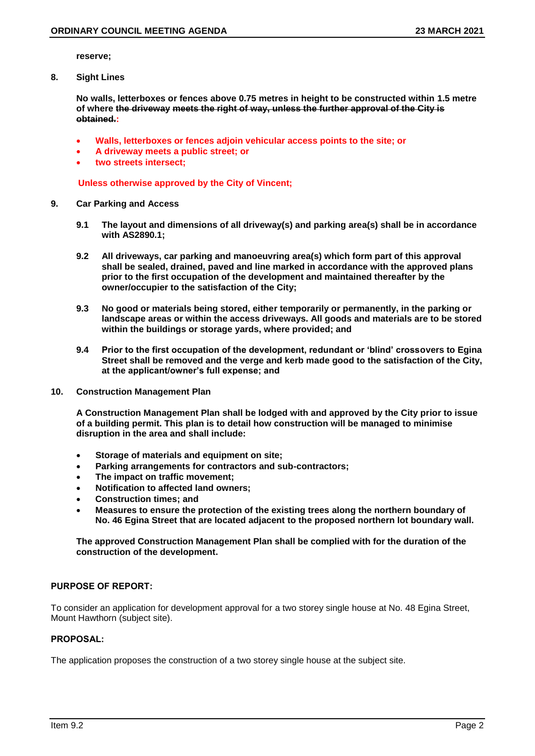**reserve;**

**8. Sight Lines**

**No walls, letterboxes or fences above 0.75 metres in height to be constructed within 1.5 metre of where ~~the driveway meets the right of way, unless the further approval of the City is obtained.~~:**

- **Walls, letterboxes or fences adjoin vehicular access points to the site; or**
- **A driveway meets a public street; or**
- **two streets intersect;**

**Unless otherwise approved by the City of Vincent;**

**9. Car Parking and Access**

**9.1 The layout and dimensions of all driveway(s) and parking area(s) shall be in accordance with AS2890.1;**

**9.2 All driveways, car parking and manoeuvring area(s) which form part of this approval shall be sealed, drained, paved and line marked in accordance with the approved plans prior to the first occupation of the development and maintained thereafter by the owner/occupier to the satisfaction of the City;**

**9.3 No good or materials being stored, either temporarily or permanently, in the parking or landscape areas or within the access driveways. All goods and materials are to be stored within the buildings or storage yards, where provided; and**

**9.4 Prior to the first occupation of the development, redundant or 'blind' crossovers to Egina Street shall be removed and the verge and kerb made good to the satisfaction of the City, at the applicant/owner's full expense; and**

**10. Construction Management Plan**

**A Construction Management Plan shall be lodged with and approved by the City prior to issue of a building permit. This plan is to detail how construction will be managed to minimise disruption in the area and shall include:**

- **Storage of materials and equipment on site;**
- **Parking arrangements for contractors and sub-contractors;**
- **The impact on traffic movement;**
- **Notification to affected land owners;**
- **Construction times; and**
- **Measures to ensure the protection of the existing trees along the northern boundary of No. 46 Egina Street that are located adjacent to the proposed northern lot boundary wall.**

**The approved Construction Management Plan shall be complied with for the duration of the construction of the development.**

## PURPOSE OF REPORT:

To consider an application for development approval for a two storey single house at No. 48 Egina Street, Mount Hawthorn (subject site).

## PROPOSAL:

The application proposes the construction of a two storey single house at the subject site.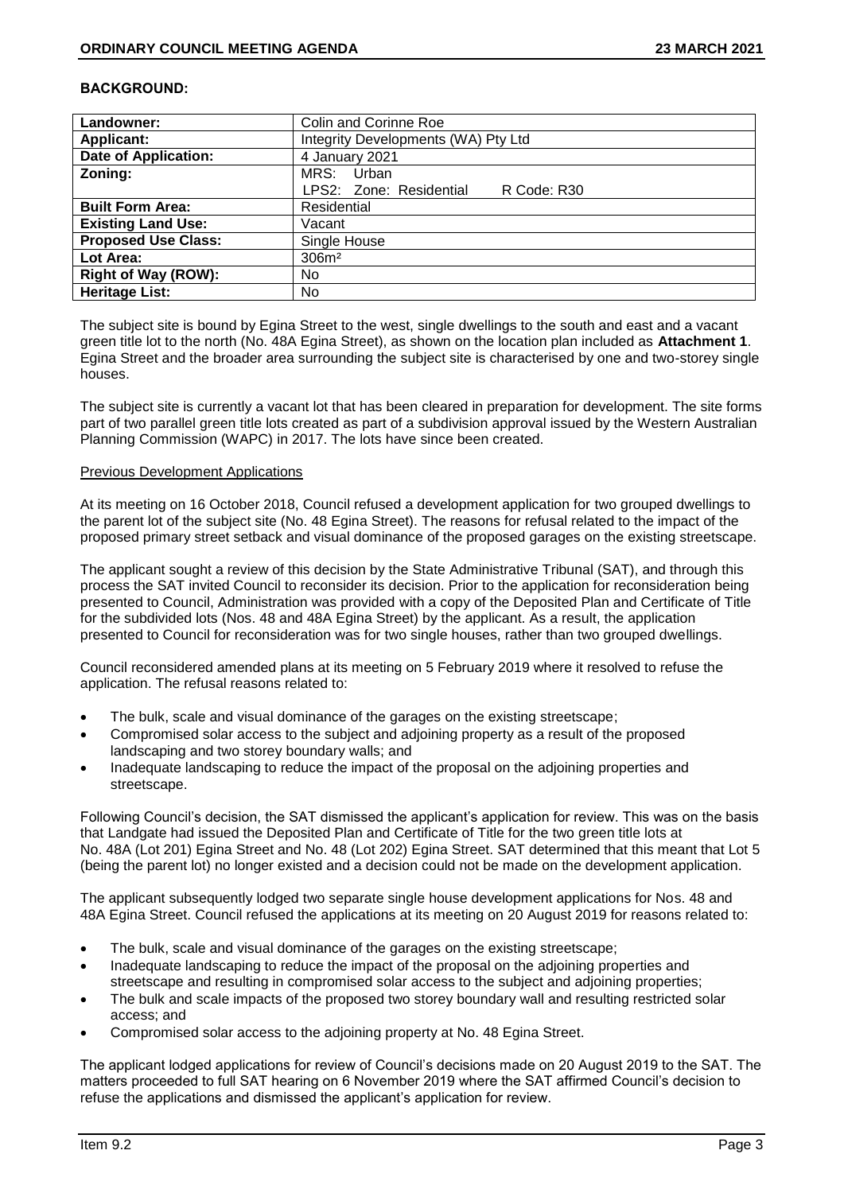**BACKGROUND:**

| Landowner: | Colin and Corinne Roe |
|---|---|
| **Applicant:** | Integrity Developments (WA) Pty Ltd |
| **Date of Application:** | 4 January 2021 |
| **Zoning:** | MRS: Urban<br>LPS2: Zone: Residential R Code: R30 |
| **Built Form Area:** | Residential |
| **Existing Land Use:** | Vacant |
| **Proposed Use Class:** | Single House |
| **Lot Area:** | 306m² |
| **Right of Way (ROW):** | No |
| **Heritage List:** | No |

The subject site is bound by Egina Street to the west, single dwellings to the south and east and a vacant green title lot to the north (No. 48A Egina Street), as shown on the location plan included as **Attachment 1**. Egina Street and the broader area surrounding the subject site is characterised by one and two-storey single houses.

The subject site is currently a vacant lot that has been cleared in preparation for development. The site forms part of two parallel green title lots created as part of a subdivision approval issued by the Western Australian Planning Commission (WAPC) in 2017. The lots have since been created.

Previous Development Applications

At its meeting on 16 October 2018, Council refused a development application for two grouped dwellings to the parent lot of the subject site (No. 48 Egina Street). The reasons for refusal related to the impact of the proposed primary street setback and visual dominance of the proposed garages on the existing streetscape.

The applicant sought a review of this decision by the State Administrative Tribunal (SAT), and through this process the SAT invited Council to reconsider its decision. Prior to the application for reconsideration being presented to Council, Administration was provided with a copy of the Deposited Plan and Certificate of Title for the subdivided lots (Nos. 48 and 48A Egina Street) by the applicant. As a result, the application presented to Council for reconsideration was for two single houses, rather than two grouped dwellings.

Council reconsidered amended plans at its meeting on 5 February 2019 where it resolved to refuse the application. The refusal reasons related to:

- The bulk, scale and visual dominance of the garages on the existing streetscape;
- Compromised solar access to the subject and adjoining property as a result of the proposed landscaping and two storey boundary walls; and
- Inadequate landscaping to reduce the impact of the proposal on the adjoining properties and streetscape.

Following Council's decision, the SAT dismissed the applicant's application for review. This was on the basis that Landgate had issued the Deposited Plan and Certificate of Title for the two green title lots at No. 48A (Lot 201) Egina Street and No. 48 (Lot 202) Egina Street. SAT determined that this meant that Lot 5 (being the parent lot) no longer existed and a decision could not be made on the development application.

The applicant subsequently lodged two separate single house development applications for Nos. 48 and 48A Egina Street. Council refused the applications at its meeting on 20 August 2019 for reasons related to:

- The bulk, scale and visual dominance of the garages on the existing streetscape;
- Inadequate landscaping to reduce the impact of the proposal on the adjoining properties and streetscape and resulting in compromised solar access to the subject and adjoining properties;
- The bulk and scale impacts of the proposed two storey boundary wall and resulting restricted solar access; and
- Compromised solar access to the adjoining property at No. 48 Egina Street.

The applicant lodged applications for review of Council's decisions made on 20 August 2019 to the SAT. The matters proceeded to full SAT hearing on 6 November 2019 where the SAT affirmed Council's decision to refuse the applications and dismissed the applicant's application for review.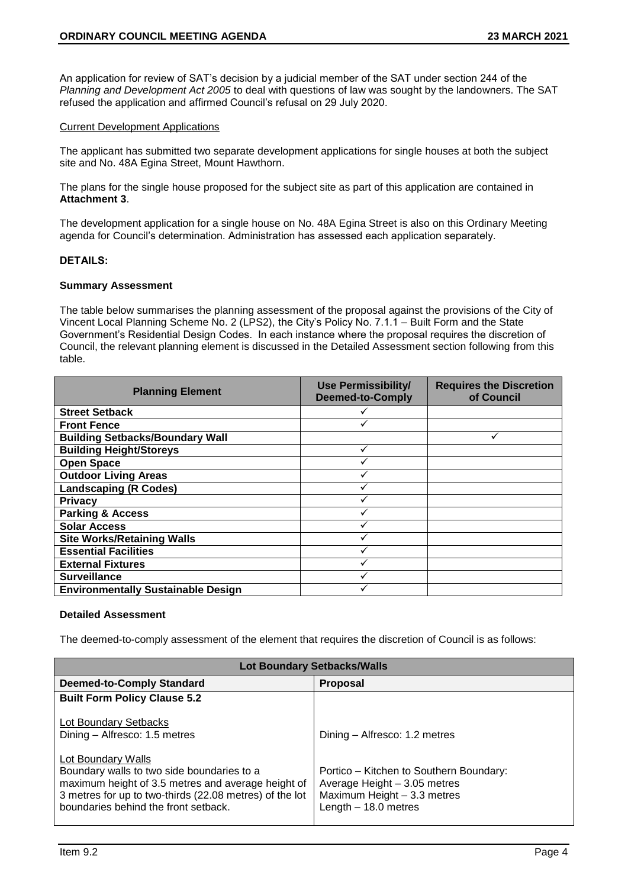An application for review of SAT's decision by a judicial member of the SAT under section 244 of the *Planning and Development Act 2005* to deal with questions of law was sought by the landowners. The SAT refused the application and affirmed Council's refusal on 29 July 2020.

Current Development Applications

The applicant has submitted two separate development applications for single houses at both the subject site and No. 48A Egina Street, Mount Hawthorn.

The plans for the single house proposed for the subject site as part of this application are contained in **Attachment 3**.

The development application for a single house on No. 48A Egina Street is also on this Ordinary Meeting agenda for Council's determination. Administration has assessed each application separately.

**DETAILS:**

**Summary Assessment**

The table below summarises the planning assessment of the proposal against the provisions of the City of Vincent Local Planning Scheme No. 2 (LPS2), the City's Policy No. 7.1.1 – Built Form and the State Government's Residential Design Codes. In each instance where the proposal requires the discretion of Council, the relevant planning element is discussed in the Detailed Assessment section following from this table.

| Planning Element | Use Permissibility/ Deemed-to-Comply | Requires the Discretion of Council |
|---|---|---|
| **Street Setback** | ✓ | |
| **Front Fence** | ✓ | |
| **Building Setbacks/Boundary Wall** | | ✓ |
| **Building Height/Storeys** | ✓ | |
| **Open Space** | ✓ | |
| **Outdoor Living Areas** | ✓ | |
| **Landscaping (R Codes)** | ✓ | |
| **Privacy** | ✓ | |
| **Parking & Access** | ✓ | |
| **Solar Access** | ✓ | |
| **Site Works/Retaining Walls** | ✓ | |
| **Essential Facilities** | ✓ | |
| **External Fixtures** | ✓ | |
| **Surveillance** | ✓ | |
| **Environmentally Sustainable Design** | ✓ | |

**Detailed Assessment**

The deemed-to-comply assessment of the element that requires the discretion of Council is as follows:

| Lot Boundary Setbacks/Walls | |
|---|---|
| **Deemed-to-Comply Standard** | **Proposal** |
| **Built Form Policy Clause 5.2**<br><br>Lot Boundary Setbacks<br>Dining – Alfresco: 1.5 metres<br><br>Lot Boundary Walls<br>Boundary walls to two side boundaries to a maximum height of 3.5 metres and average height of 3 metres for up to two-thirds (22.08 metres) of the lot boundaries behind the front setback. | <br><br><br>Dining – Alfresco: 1.2 metres<br><br><br>Portico – Kitchen to Southern Boundary:<br>Average Height – 3.05 metres<br>Maximum Height – 3.3 metres<br>Length – 18.0 metres |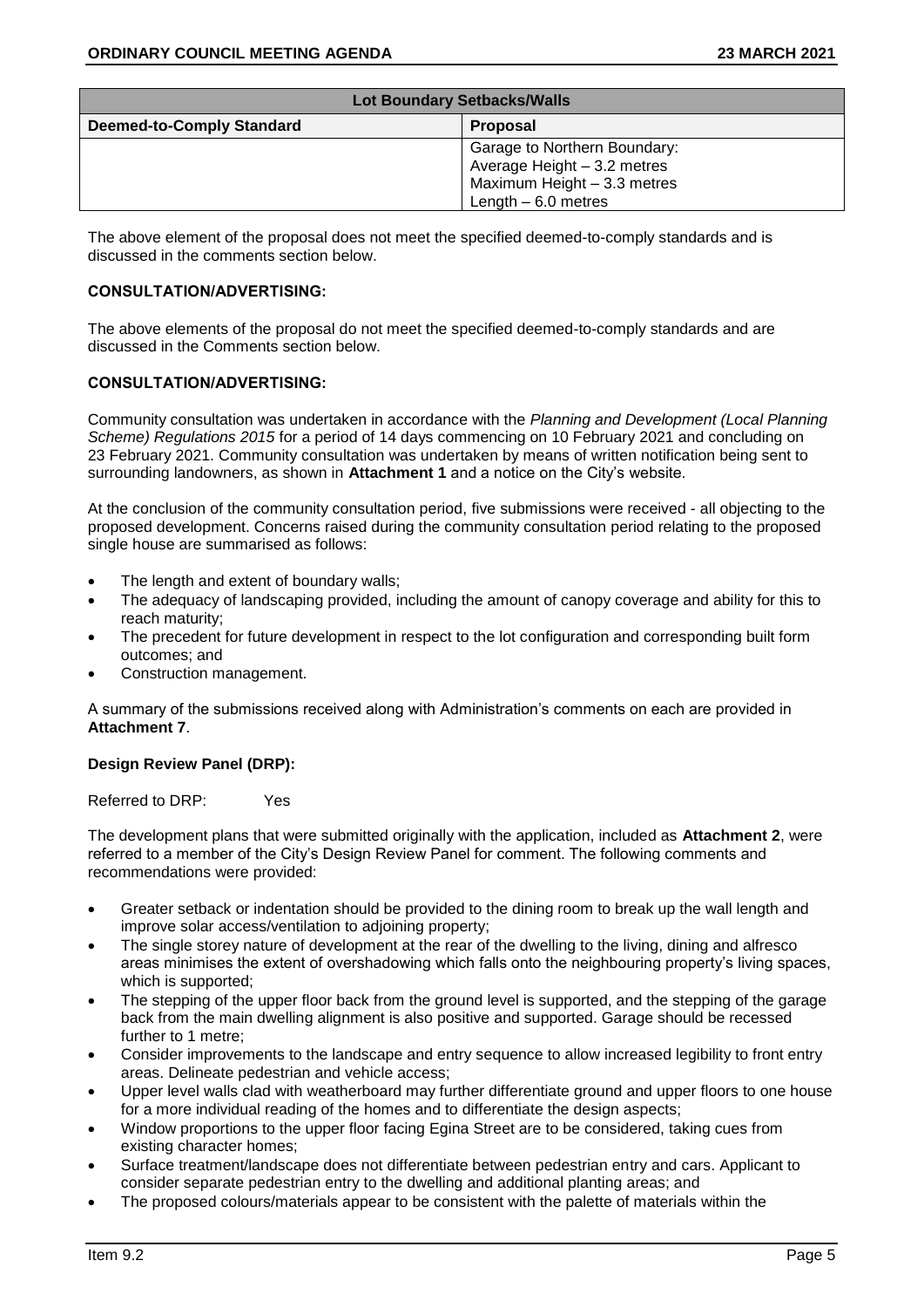| Lot Boundary Setbacks/Walls | |
|---|---|
| **Deemed-to-Comply Standard** | **Proposal** |
| | Garage to Northern Boundary:<br>Average Height – 3.2 metres<br>Maximum Height – 3.3 metres<br>Length – 6.0 metres |

The above element of the proposal does not meet the specified deemed-to-comply standards and is discussed in the comments section below.

**CONSULTATION/ADVERTISING:**

The above elements of the proposal do not meet the specified deemed-to-comply standards and are discussed in the Comments section below.

**CONSULTATION/ADVERTISING:**

Community consultation was undertaken in accordance with the *Planning and Development (Local Planning Scheme) Regulations 2015* for a period of 14 days commencing on 10 February 2021 and concluding on 23 February 2021. Community consultation was undertaken by means of written notification being sent to surrounding landowners, as shown in **Attachment 1** and a notice on the City's website.

At the conclusion of the community consultation period, five submissions were received - all objecting to the proposed development. Concerns raised during the community consultation period relating to the proposed single house are summarised as follows:

- The length and extent of boundary walls;
- The adequacy of landscaping provided, including the amount of canopy coverage and ability for this to reach maturity;
- The precedent for future development in respect to the lot configuration and corresponding built form outcomes; and
- Construction management.

A summary of the submissions received along with Administration's comments on each are provided in **Attachment 7**.

**Design Review Panel (DRP):**

Referred to DRP: Yes

The development plans that were submitted originally with the application, included as **Attachment 2**, were referred to a member of the City's Design Review Panel for comment. The following comments and recommendations were provided:

- Greater setback or indentation should be provided to the dining room to break up the wall length and improve solar access/ventilation to adjoining property;
- The single storey nature of development at the rear of the dwelling to the living, dining and alfresco areas minimises the extent of overshadowing which falls onto the neighbouring property's living spaces, which is supported;
- The stepping of the upper floor back from the ground level is supported, and the stepping of the garage back from the main dwelling alignment is also positive and supported. Garage should be recessed further to 1 metre;
- Consider improvements to the landscape and entry sequence to allow increased legibility to front entry areas. Delineate pedestrian and vehicle access;
- Upper level walls clad with weatherboard may further differentiate ground and upper floors to one house for a more individual reading of the homes and to differentiate the design aspects;
- Window proportions to the upper floor facing Egina Street are to be considered, taking cues from existing character homes;
- Surface treatment/landscape does not differentiate between pedestrian entry and cars. Applicant to consider separate pedestrian entry to the dwelling and additional planting areas; and
- The proposed colours/materials appear to be consistent with the palette of materials within the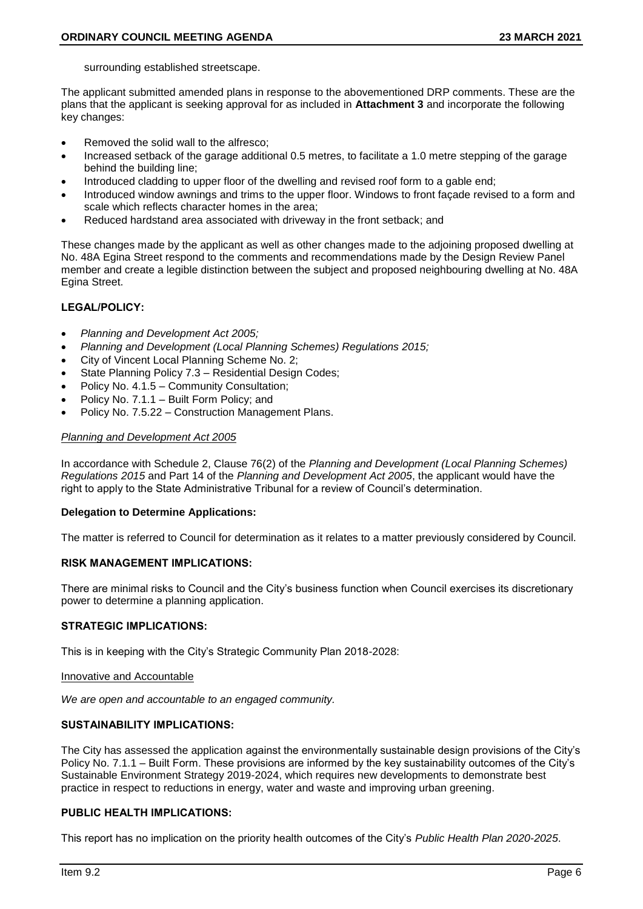surrounding established streetscape.

The applicant submitted amended plans in response to the abovementioned DRP comments. These are the plans that the applicant is seeking approval for as included in **Attachment 3** and incorporate the following key changes:

- Removed the solid wall to the alfresco;
- Increased setback of the garage additional 0.5 metres, to facilitate a 1.0 metre stepping of the garage behind the building line;
- Introduced cladding to upper floor of the dwelling and revised roof form to a gable end;
- Introduced window awnings and trims to the upper floor. Windows to front façade revised to a form and scale which reflects character homes in the area;
- Reduced hardstand area associated with driveway in the front setback; and

These changes made by the applicant as well as other changes made to the adjoining proposed dwelling at No. 48A Egina Street respond to the comments and recommendations made by the Design Review Panel member and create a legible distinction between the subject and proposed neighbouring dwelling at No. 48A Egina Street.

## LEGAL/POLICY:

- *Planning and Development Act 2005;*
- *Planning and Development (Local Planning Schemes) Regulations 2015;*
- City of Vincent Local Planning Scheme No. 2;
- State Planning Policy 7.3 – Residential Design Codes;
- Policy No. 4.1.5 – Community Consultation;
- Policy No. 7.1.1 – Built Form Policy; and
- Policy No. 7.5.22 – Construction Management Plans.

*Planning and Development Act 2005*

In accordance with Schedule 2, Clause 76(2) of the *Planning and Development (Local Planning Schemes) Regulations 2015* and Part 14 of the *Planning and Development Act 2005*, the applicant would have the right to apply to the State Administrative Tribunal for a review of Council's determination.

**Delegation to Determine Applications:**

The matter is referred to Council for determination as it relates to a matter previously considered by Council.

## RISK MANAGEMENT IMPLICATIONS:

There are minimal risks to Council and the City's business function when Council exercises its discretionary power to determine a planning application.

## STRATEGIC IMPLICATIONS:

This is in keeping with the City's Strategic Community Plan 2018-2028:

Innovative and Accountable

*We are open and accountable to an engaged community.*

## SUSTAINABILITY IMPLICATIONS:

The City has assessed the application against the environmentally sustainable design provisions of the City's Policy No. 7.1.1 – Built Form. These provisions are informed by the key sustainability outcomes of the City's Sustainable Environment Strategy 2019-2024, which requires new developments to demonstrate best practice in respect to reductions in energy, water and waste and improving urban greening.

## PUBLIC HEALTH IMPLICATIONS:

This report has no implication on the priority health outcomes of the City's *Public Health Plan 2020-2025*.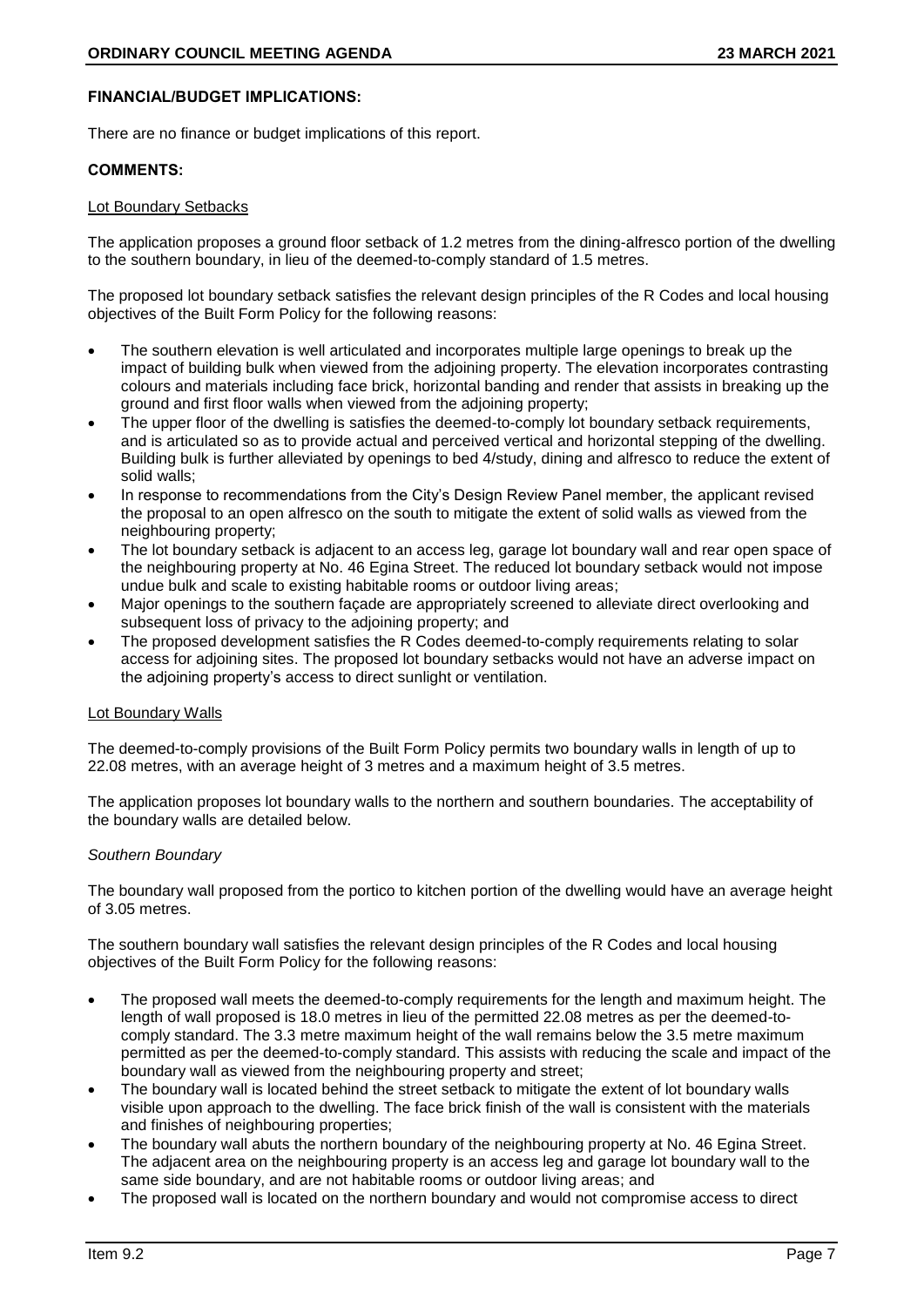**FINANCIAL/BUDGET IMPLICATIONS:**

There are no finance or budget implications of this report.

**COMMENTS:**

Lot Boundary Setbacks

The application proposes a ground floor setback of 1.2 metres from the dining-alfresco portion of the dwelling to the southern boundary, in lieu of the deemed-to-comply standard of 1.5 metres.

The proposed lot boundary setback satisfies the relevant design principles of the R Codes and local housing objectives of the Built Form Policy for the following reasons:

- The southern elevation is well articulated and incorporates multiple large openings to break up the impact of building bulk when viewed from the adjoining property. The elevation incorporates contrasting colours and materials including face brick, horizontal banding and render that assists in breaking up the ground and first floor walls when viewed from the adjoining property;
- The upper floor of the dwelling is satisfies the deemed-to-comply lot boundary setback requirements, and is articulated so as to provide actual and perceived vertical and horizontal stepping of the dwelling. Building bulk is further alleviated by openings to bed 4/study, dining and alfresco to reduce the extent of solid walls;
- In response to recommendations from the City's Design Review Panel member, the applicant revised the proposal to an open alfresco on the south to mitigate the extent of solid walls as viewed from the neighbouring property;
- The lot boundary setback is adjacent to an access leg, garage lot boundary wall and rear open space of the neighbouring property at No. 46 Egina Street. The reduced lot boundary setback would not impose undue bulk and scale to existing habitable rooms or outdoor living areas;
- Major openings to the southern façade are appropriately screened to alleviate direct overlooking and subsequent loss of privacy to the adjoining property; and
- The proposed development satisfies the R Codes deemed-to-comply requirements relating to solar access for adjoining sites. The proposed lot boundary setbacks would not have an adverse impact on the adjoining property's access to direct sunlight or ventilation.

Lot Boundary Walls

The deemed-to-comply provisions of the Built Form Policy permits two boundary walls in length of up to 22.08 metres, with an average height of 3 metres and a maximum height of 3.5 metres.

The application proposes lot boundary walls to the northern and southern boundaries. The acceptability of the boundary walls are detailed below.

*Southern Boundary*

The boundary wall proposed from the portico to kitchen portion of the dwelling would have an average height of 3.05 metres.

The southern boundary wall satisfies the relevant design principles of the R Codes and local housing objectives of the Built Form Policy for the following reasons:

- The proposed wall meets the deemed-to-comply requirements for the length and maximum height. The length of wall proposed is 18.0 metres in lieu of the permitted 22.08 metres as per the deemed-to-comply standard. The 3.3 metre maximum height of the wall remains below the 3.5 metre maximum permitted as per the deemed-to-comply standard. This assists with reducing the scale and impact of the boundary wall as viewed from the neighbouring property and street;
- The boundary wall is located behind the street setback to mitigate the extent of lot boundary walls visible upon approach to the dwelling. The face brick finish of the wall is consistent with the materials and finishes of neighbouring properties;
- The boundary wall abuts the northern boundary of the neighbouring property at No. 46 Egina Street. The adjacent area on the neighbouring property is an access leg and garage lot boundary wall to the same side boundary, and are not habitable rooms or outdoor living areas; and
- The proposed wall is located on the northern boundary and would not compromise access to direct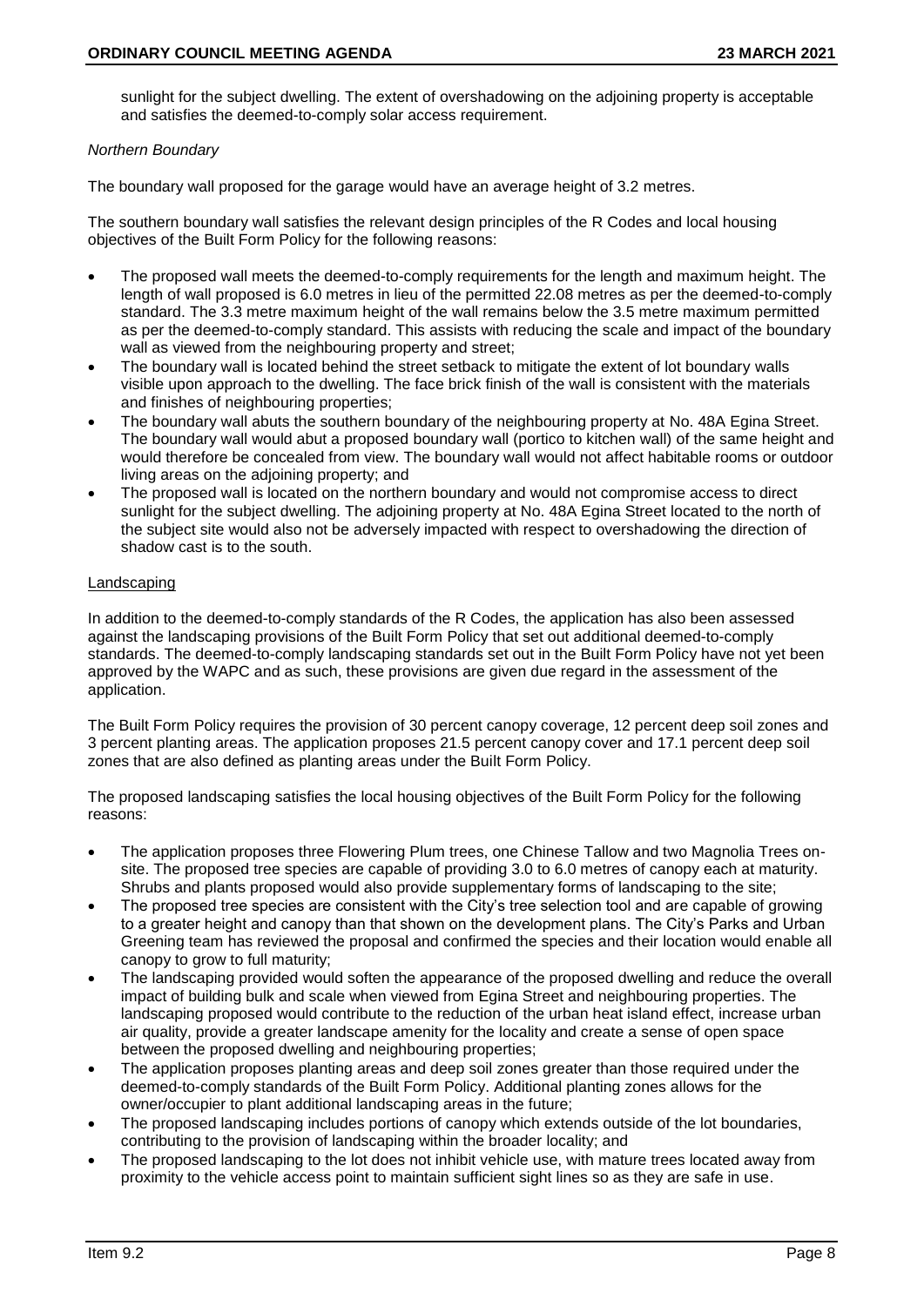sunlight for the subject dwelling. The extent of overshadowing on the adjoining property is acceptable and satisfies the deemed-to-comply solar access requirement.

*Northern Boundary*

The boundary wall proposed for the garage would have an average height of 3.2 metres.

The southern boundary wall satisfies the relevant design principles of the R Codes and local housing objectives of the Built Form Policy for the following reasons:

- The proposed wall meets the deemed-to-comply requirements for the length and maximum height. The length of wall proposed is 6.0 metres in lieu of the permitted 22.08 metres as per the deemed-to-comply standard. The 3.3 metre maximum height of the wall remains below the 3.5 metre maximum permitted as per the deemed-to-comply standard. This assists with reducing the scale and impact of the boundary wall as viewed from the neighbouring property and street;
- The boundary wall is located behind the street setback to mitigate the extent of lot boundary walls visible upon approach to the dwelling. The face brick finish of the wall is consistent with the materials and finishes of neighbouring properties;
- The boundary wall abuts the southern boundary of the neighbouring property at No. 48A Egina Street. The boundary wall would abut a proposed boundary wall (portico to kitchen wall) of the same height and would therefore be concealed from view. The boundary wall would not affect habitable rooms or outdoor living areas on the adjoining property; and
- The proposed wall is located on the northern boundary and would not compromise access to direct sunlight for the subject dwelling. The adjoining property at No. 48A Egina Street located to the north of the subject site would also not be adversely impacted with respect to overshadowing the direction of shadow cast is to the south.

<u>Landscaping</u>

In addition to the deemed-to-comply standards of the R Codes, the application has also been assessed against the landscaping provisions of the Built Form Policy that set out additional deemed-to-comply standards. The deemed-to-comply landscaping standards set out in the Built Form Policy have not yet been approved by the WAPC and as such, these provisions are given due regard in the assessment of the application.

The Built Form Policy requires the provision of 30 percent canopy coverage, 12 percent deep soil zones and 3 percent planting areas. The application proposes 21.5 percent canopy cover and 17.1 percent deep soil zones that are also defined as planting areas under the Built Form Policy.

The proposed landscaping satisfies the local housing objectives of the Built Form Policy for the following reasons:

- The application proposes three Flowering Plum trees, one Chinese Tallow and two Magnolia Trees on-site. The proposed tree species are capable of providing 3.0 to 6.0 metres of canopy each at maturity. Shrubs and plants proposed would also provide supplementary forms of landscaping to the site;
- The proposed tree species are consistent with the City's tree selection tool and are capable of growing to a greater height and canopy than that shown on the development plans. The City's Parks and Urban Greening team has reviewed the proposal and confirmed the species and their location would enable all canopy to grow to full maturity;
- The landscaping provided would soften the appearance of the proposed dwelling and reduce the overall impact of building bulk and scale when viewed from Egina Street and neighbouring properties. The landscaping proposed would contribute to the reduction of the urban heat island effect, increase urban air quality, provide a greater landscape amenity for the locality and create a sense of open space between the proposed dwelling and neighbouring properties;
- The application proposes planting areas and deep soil zones greater than those required under the deemed-to-comply standards of the Built Form Policy. Additional planting zones allows for the owner/occupier to plant additional landscaping areas in the future;
- The proposed landscaping includes portions of canopy which extends outside of the lot boundaries, contributing to the provision of landscaping within the broader locality; and
- The proposed landscaping to the lot does not inhibit vehicle use, with mature trees located away from proximity to the vehicle access point to maintain sufficient sight lines so as they are safe in use.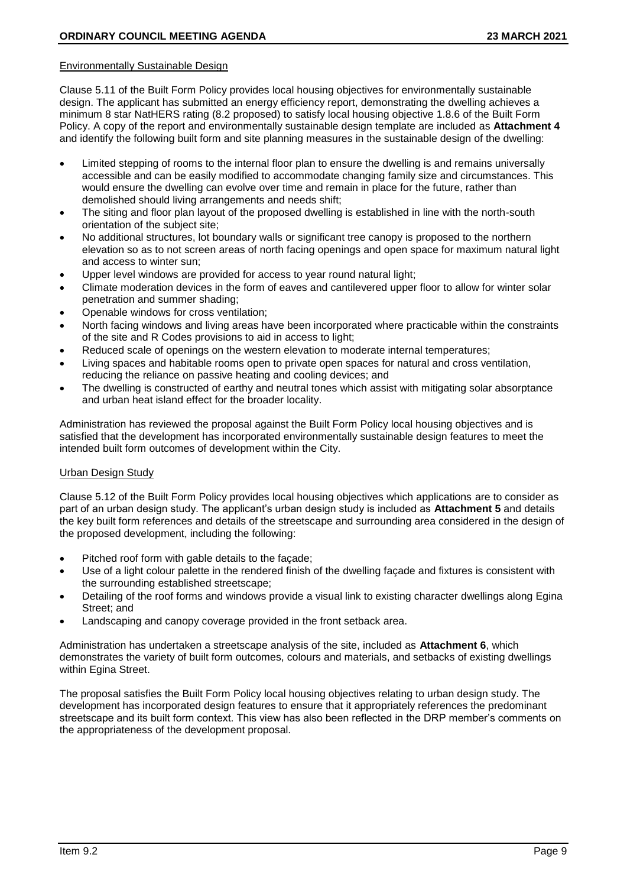Environmentally Sustainable Design

Clause 5.11 of the Built Form Policy provides local housing objectives for environmentally sustainable design. The applicant has submitted an energy efficiency report, demonstrating the dwelling achieves a minimum 8 star NatHERS rating (8.2 proposed) to satisfy local housing objective 1.8.6 of the Built Form Policy. A copy of the report and environmentally sustainable design template are included as **Attachment 4** and identify the following built form and site planning measures in the sustainable design of the dwelling:

- Limited stepping of rooms to the internal floor plan to ensure the dwelling is and remains universally accessible and can be easily modified to accommodate changing family size and circumstances. This would ensure the dwelling can evolve over time and remain in place for the future, rather than demolished should living arrangements and needs shift;
- The siting and floor plan layout of the proposed dwelling is established in line with the north-south orientation of the subject site;
- No additional structures, lot boundary walls or significant tree canopy is proposed to the northern elevation so as to not screen areas of north facing openings and open space for maximum natural light and access to winter sun;
- Upper level windows are provided for access to year round natural light;
- Climate moderation devices in the form of eaves and cantilevered upper floor to allow for winter solar penetration and summer shading;
- Openable windows for cross ventilation;
- North facing windows and living areas have been incorporated where practicable within the constraints of the site and R Codes provisions to aid in access to light;
- Reduced scale of openings on the western elevation to moderate internal temperatures;
- Living spaces and habitable rooms open to private open spaces for natural and cross ventilation, reducing the reliance on passive heating and cooling devices; and
- The dwelling is constructed of earthy and neutral tones which assist with mitigating solar absorptance and urban heat island effect for the broader locality.

Administration has reviewed the proposal against the Built Form Policy local housing objectives and is satisfied that the development has incorporated environmentally sustainable design features to meet the intended built form outcomes of development within the City.

Urban Design Study

Clause 5.12 of the Built Form Policy provides local housing objectives which applications are to consider as part of an urban design study. The applicant's urban design study is included as **Attachment 5** and details the key built form references and details of the streetscape and surrounding area considered in the design of the proposed development, including the following:

- Pitched roof form with gable details to the façade;
- Use of a light colour palette in the rendered finish of the dwelling façade and fixtures is consistent with the surrounding established streetscape;
- Detailing of the roof forms and windows provide a visual link to existing character dwellings along Egina Street; and
- Landscaping and canopy coverage provided in the front setback area.

Administration has undertaken a streetscape analysis of the site, included as **Attachment 6**, which demonstrates the variety of built form outcomes, colours and materials, and setbacks of existing dwellings within Egina Street.

The proposal satisfies the Built Form Policy local housing objectives relating to urban design study. The development has incorporated design features to ensure that it appropriately references the predominant streetscape and its built form context. This view has also been reflected in the DRP member's comments on the appropriateness of the development proposal.